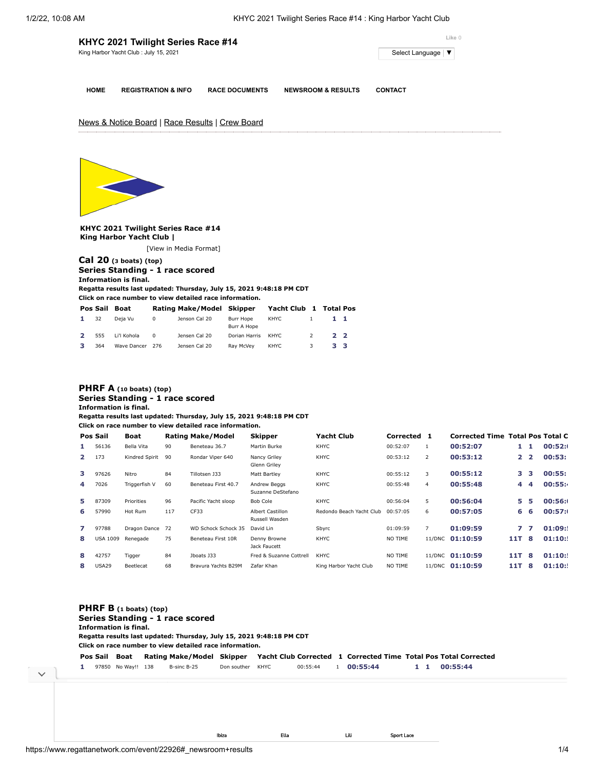# KHYC 2021 Twilight Series Race #14

King Harbor Yacht Club : July 15, 2021

Like 0

Select Language ▼

HOME | REGISTRATION & INFO | RACE DOCUMENTS | NEWSROOM & RESULTS | CONTACT

News & Notice Board | Race Results | Crew Board

**KHYC 2021 Twilight Series Race #14**
**King Harbor Yacht Club |**

[View in Media Format]

## Cal 20 (3 boats) (top)

### Series Standing - 1 race scored

**Information is final.**
**Regatta results last updated: Thursday, July 15, 2021 9:48:18 PM CDT**
**Click on race number to view detailed race information.**

| Pos | Sail | Boat | Rating | Make/Model | Skipper | Yacht Club | 1 | Total | Pos |
|---|---|---|---|---|---|---|---|---|---|
| 1 | 32 | Deja Vu | 0 | Jenson Cal 20 | Burr Hope<br>Burr A Hope | KHYC | 1 | 1 | 1 |
| 2 | 555 | Li'l Kohola | 0 | Jensen Cal 20 | Dorian Harris | KHYC | 2 | 2 | 2 |
| 3 | 364 | Wave Dancer | 276 | Jensen Cal 20 | Ray McVey | KHYC | 3 | 3 | 3 |

## PHRF A (10 boats) (top)

### Series Standing - 1 race scored

**Information is final.**
**Regatta results last updated: Thursday, July 15, 2021 9:48:18 PM CDT**
**Click on race number to view detailed race information.**

| Pos | Sail | Boat | Rating | Make/Model | Skipper | Yacht Club | Corrected | 1 | Corrected Time | Total | Pos | Total C |
|---|---|---|---|---|---|---|---|---|---|---|---|---|
| 1 | 56136 | Bella Vita | 90 | Beneteau 36.7 | Martin Burke | KHYC | 00:52:07 | 1 | 00:52:07 | 1 | 1 | 00:52: |
| 2 | 173 | Kindred Spirit | 90 | Rondar Viper 640 | Nancy Griley<br>Glenn Griley | KHYC | 00:53:12 | 2 | 00:53:12 | 2 | 2 | 00:53: |
| 3 | 97626 | Nitro | 84 | Tillotsen J33 | Matt Bartley | KHYC | 00:55:12 | 3 | 00:55:12 | 3 | 3 | 00:55: |
| 4 | 7026 | Triggerfish V | 60 | Beneteau First 40.7 | Andrew Beggs<br>Suzanne DeStefano | KHYC | 00:55:48 | 4 | 00:55:48 | 4 | 4 | 00:55: |
| 5 | 87309 | Priorities | 96 | Pacific Yacht sloop | Bob Cole | KHYC | 00:56:04 | 5 | 00:56:04 | 5 | 5 | 00:56: |
| 6 | 57990 | Hot Rum | 117 | CF33 | Albert Castillon<br>Russell Wasden | Redondo Beach Yacht Club | 00:57:05 | 6 | 00:57:05 | 6 | 6 | 00:57: |
| 7 | 97788 | Dragon Dance | 72 | WD Schock Schock 35 | David Lin | Sbyrc | 01:09:59 | 7 | 01:09:59 | 7 | 7 | 01:09: |
| 8 | USA 1009 | Renegade | 75 | Beneteau First 10R | Denny Browne<br>Jack Faucett | KHYC | NO TIME | 11/DNC | 01:10:59 | 11T | 8 | 01:10: |
| 8 | 42757 | Tigger | 84 | Jboats J33 | Fred & Suzanne Cottrell | KHYC | NO TIME | 11/DNC | 01:10:59 | 11T | 8 | 01:10: |
| 8 | USA29 | Beetlecat | 68 | Bravura Yachts B29M | Zafar Khan | King Harbor Yacht Club | NO TIME | 11/DNC | 01:10:59 | 11T | 8 | 01:10: |

## PHRF B (1 boats) (top)

### Series Standing - 1 race scored

**Information is final.**
**Regatta results last updated: Thursday, July 15, 2021 9:48:18 PM CDT**
**Click on race number to view detailed race information.**

| Pos | Sail | Boat | Rating | Make/Model | Skipper | Yacht Club | Corrected | 1 | Corrected Time | Total | Pos | Total Corrected |
|---|---|---|---|---|---|---|---|---|---|---|---|---|
| 1 | 97850 | No Way!! | 138 | B-sinc B-25 | Don souther | KHYC | 00:55:44 | 1 | 00:55:44 | 1 | 1 | 00:55:44 |

Ibiza Ella Lili Sport Lace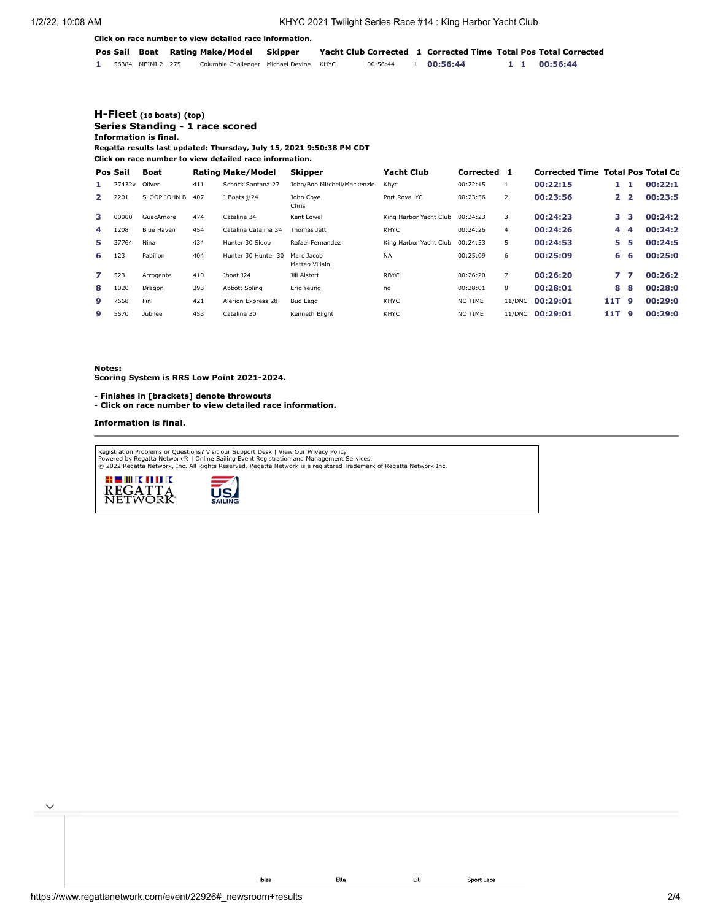**Click on race number to view detailed race information.**

| Pos | Sail | Boat | Rating | Make/Model | Skipper | Yacht Club | Corrected | 1 | Corrected Time | Total | Pos | Total Corrected |
|---|---|---|---|---|---|---|---|---|---|---|---|---|
| 1 | 56384 | MEIMI 2 | 275 | Columbia Challenger | Michael Devine | KHYC | 00:56:44 | 1 | 00:56:44 | 1 | 1 | 00:56:44 |

## H-Fleet (10 boats) (top)

### Series Standing - 1 race scored

**Information is final.**

**Regatta results last updated: Thursday, July 15, 2021 9:50:38 PM CDT**

**Click on race number to view detailed race information.**

| Pos | Sail | Boat | Rating | Make/Model | Skipper | Yacht Club | Corrected | 1 | Corrected Time | Total | Pos | Total Co |
|---|---|---|---|---|---|---|---|---|---|---|---|---|
| 1 | 27432v | Oliver | 411 | Schock Santana 27 | John/Bob Mitchell/Mackenzie | Khyc | 00:22:15 | 1 | 00:22:15 | 1 | 1 | 00:22:1 |
| 2 | 2201 | SLOOP JOHN B | 407 | J Boats j/24 | John Coye Chris | Port Royal YC | 00:23:56 | 2 | 00:23:56 | 2 | 2 | 00:23:5 |
| 3 | 00000 | GuacAmore | 474 | Catalina 34 | Kent Lowell | King Harbor Yacht Club | 00:24:23 | 3 | 00:24:23 | 3 | 3 | 00:24:2 |
| 4 | 1208 | Blue Haven | 454 | Catalina Catalina 34 | Thomas Jett | KHYC | 00:24:26 | 4 | 00:24:26 | 4 | 4 | 00:24:2 |
| 5 | 37764 | Nina | 434 | Hunter 30 Sloop | Rafael Fernandez | King Harbor Yacht Club | 00:24:53 | 5 | 00:24:53 | 5 | 5 | 00:24:5 |
| 6 | 123 | Papillon | 404 | Hunter 30 Hunter 30 | Marc Jacob Matteo Villain | NA | 00:25:09 | 6 | 00:25:09 | 6 | 6 | 00:25:0 |
| 7 | 523 | Arrogante | 410 | Jboat J24 | Jill Alstott | RBYC | 00:26:20 | 7 | 00:26:20 | 7 | 7 | 00:26:2 |
| 8 | 1020 | Dragon | 393 | Abbott Soling | Eric Yeung | no | 00:28:01 | 8 | 00:28:01 | 8 | 8 | 00:28:0 |
| 9 | 7668 | Fini | 421 | Alerion Express 28 | Bud Legg | KHYC | NO TIME | 11/DNC | 00:29:01 | 11T | 9 | 00:29:0 |
| 9 | 5570 | Jubilee | 453 | Catalina 30 | Kenneth Blight | KHYC | NO TIME | 11/DNC | 00:29:01 | 11T | 9 | 00:29:0 |

**Notes:**
**Scoring System is RRS Low Point 2021-2024.**

**- Finishes in [brackets] denote throwouts**
**- Click on race number to view detailed race information.**

**Information is final.**

Registration Problems or Questions? Visit our Support Desk | View Our Privacy Policy
Powered by Regatta Network® | Online Sailing Event Registration and Management Services.
© 2022 Regatta Network, Inc. All Rights Reserved. Regatta Network is a registered Trademark of Regatta Network Inc.

REGATTA NETWORK

US SAILING

Ibiza Ella Lili Sport Lace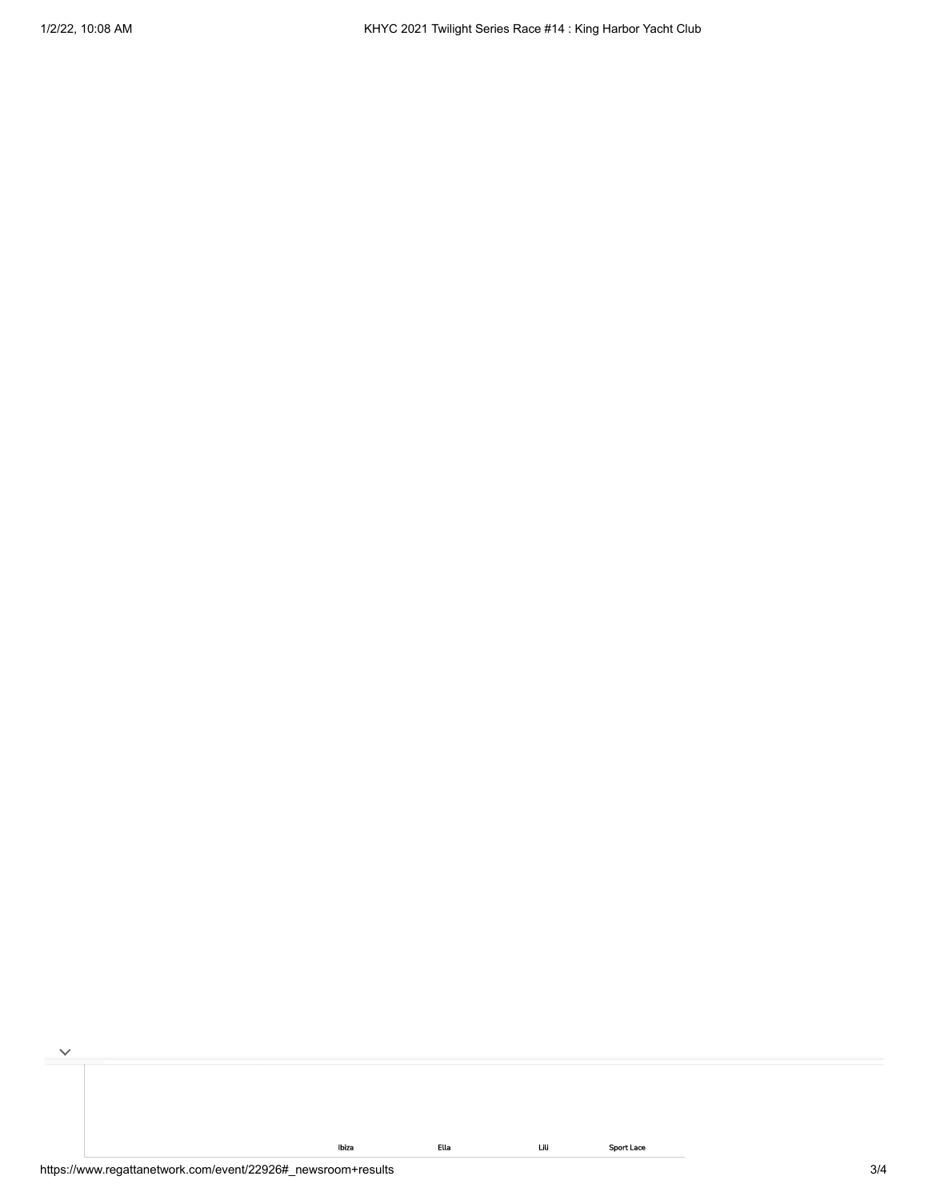Ibiza

Ella

Lili

Sport Lace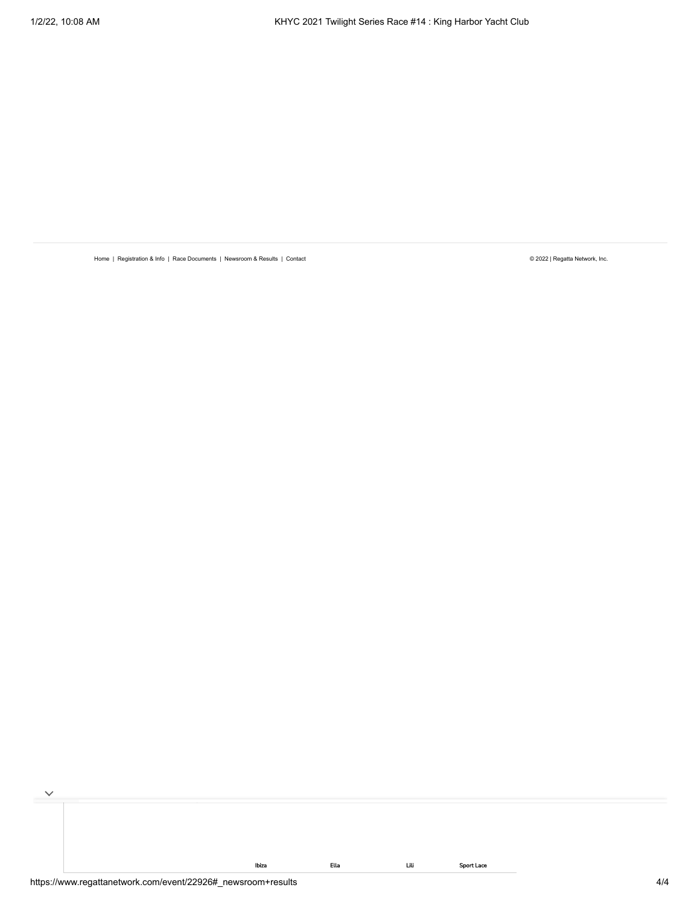Home | Registration & Info | Race Documents | Newsroom & Results | Contact

© 2022 | Regatta Network, Inc.

Ibiza

Ella

Lili

Sport Lace